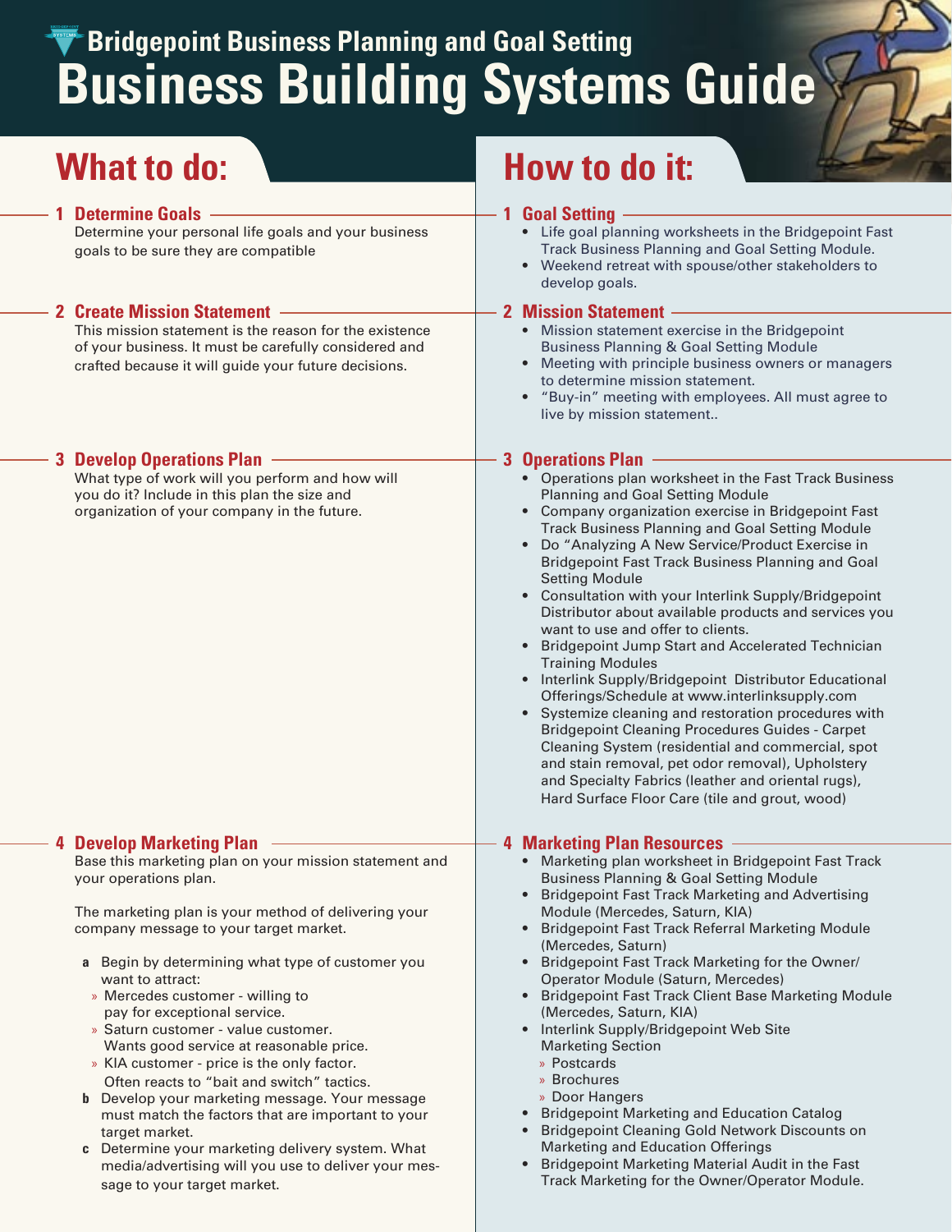# Bridgepoint Business Planning and Goal Setting

# Business Building Systems Guide

## What to do:

### 1 Determine Goals

Determine your personal life goals and your business goals to be sure they are compatible

### 2 Create Mission Statement

This mission statement is the reason for the existence of your business. It must be carefully considered and crafted because it will guide your future decisions.

### 3 Develop Operations Plan

What type of work will you perform and how will you do it? Include in this plan the size and organization of your company in the future.

### 4 Develop Marketing Plan

Base this marketing plan on your mission statement and your operations plan.

The marketing plan is your method of delivering your company message to your target market.

- **a** Begin by determining what type of customer you want to attract:
  - » Mercedes customer - willing to pay for exceptional service.
  - » Saturn customer - value customer. Wants good service at reasonable price.
  - » KIA customer - price is the only factor. Often reacts to "bait and switch" tactics.
- **b** Develop your marketing message. Your message must match the factors that are important to your target market.
- **c** Determine your marketing delivery system. What media/advertising will you use to deliver your message to your target market.

## How to do it:

### 1 Goal Setting

- Life goal planning worksheets in the Bridgepoint Fast Track Business Planning and Goal Setting Module.
- Weekend retreat with spouse/other stakeholders to develop goals.

### 2 Mission Statement

- Mission statement exercise in the Bridgepoint Business Planning & Goal Setting Module
- Meeting with principle business owners or managers to determine mission statement.
- "Buy-in" meeting with employees. All must agree to live by mission statement..

### 3 Operations Plan

- Operations plan worksheet in the Fast Track Business Planning and Goal Setting Module
- Company organization exercise in Bridgepoint Fast Track Business Planning and Goal Setting Module
- Do "Analyzing A New Service/Product Exercise in Bridgepoint Fast Track Business Planning and Goal Setting Module
- Consultation with your Interlink Supply/Bridgepoint Distributor about available products and services you want to use and offer to clients.
- Bridgepoint Jump Start and Accelerated Technician Training Modules
- Interlink Supply/Bridgepoint Distributor Educational Offerings/Schedule at www.interlinksupply.com
- Systemize cleaning and restoration procedures with Bridgepoint Cleaning Procedures Guides - Carpet Cleaning System (residential and commercial, spot and stain removal, pet odor removal), Upholstery and Specialty Fabrics (leather and oriental rugs), Hard Surface Floor Care (tile and grout, wood)

### 4 Marketing Plan Resources

- Marketing plan worksheet in Bridgepoint Fast Track Business Planning & Goal Setting Module
- Bridgepoint Fast Track Marketing and Advertising Module (Mercedes, Saturn, KIA)
- Bridgepoint Fast Track Referral Marketing Module (Mercedes, Saturn)
- Bridgepoint Fast Track Marketing for the Owner/Operator Module (Saturn, Mercedes)
- Bridgepoint Fast Track Client Base Marketing Module (Mercedes, Saturn, KIA)
- Interlink Supply/Bridgepoint Web Site Marketing Section
  - » Postcards
  - » Brochures
  - » Door Hangers
- Bridgepoint Marketing and Education Catalog
- Bridgepoint Cleaning Gold Network Discounts on Marketing and Education Offerings
- Bridgepoint Marketing Material Audit in the Fast Track Marketing for the Owner/Operator Module.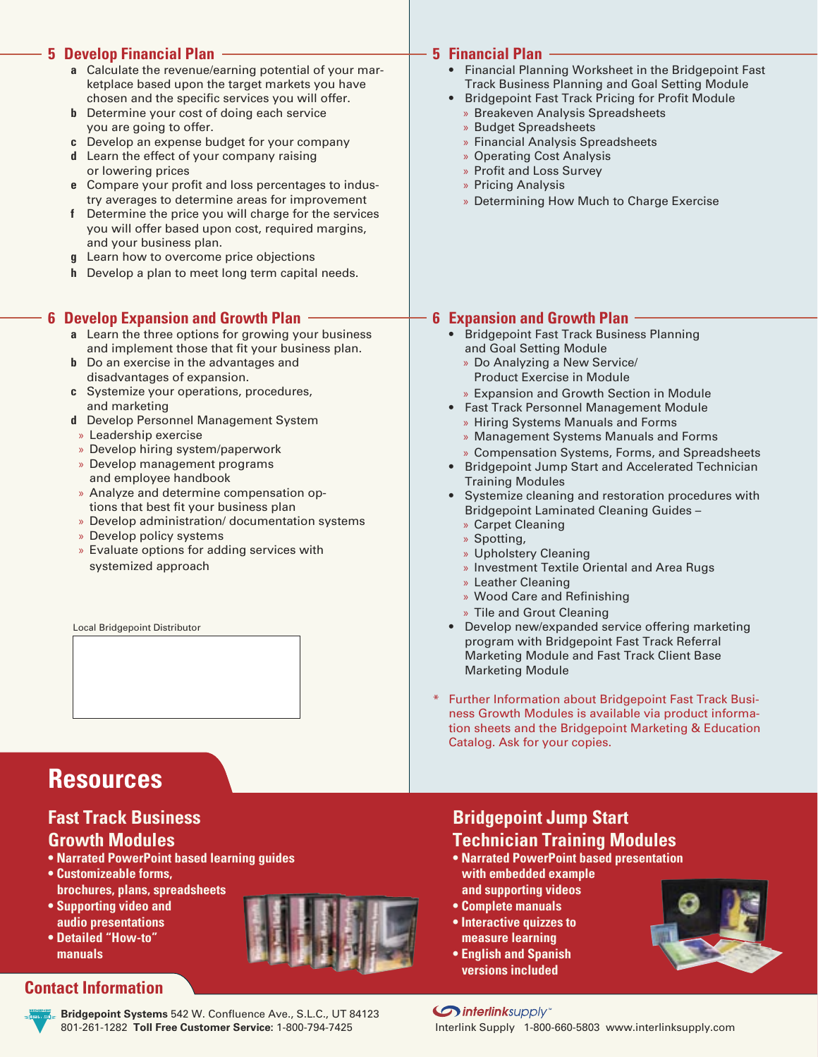## 5 Develop Financial Plan

- **a** Calculate the revenue/earning potential of your marketplace based upon the target markets you have chosen and the specific services you will offer.
- **b** Determine your cost of doing each service you are going to offer.
- **c** Develop an expense budget for your company
- **d** Learn the effect of your company raising or lowering prices
- **e** Compare your profit and loss percentages to industry averages to determine areas for improvement
- **f** Determine the price you will charge for the services you will offer based upon cost, required margins, and your business plan.
- **g** Learn how to overcome price objections
- **h** Develop a plan to meet long term capital needs.

## 6 Develop Expansion and Growth Plan

- **a** Learn the three options for growing your business and implement those that fit your business plan.
- **b** Do an exercise in the advantages and disadvantages of expansion.
- **c** Systemize your operations, procedures, and marketing
- **d** Develop Personnel Management System
  - » Leadership exercise
  - » Develop hiring system/paperwork
  - » Develop management programs and employee handbook
  - » Analyze and determine compensation options that best fit your business plan
  - » Develop administration/ documentation systems
  - » Develop policy systems
  - » Evaluate options for adding services with systemized approach

Local Bridgepoint Distributor

## 5 Financial Plan

- Financial Planning Worksheet in the Bridgepoint Fast Track Business Planning and Goal Setting Module
- Bridgepoint Fast Track Pricing for Profit Module
  - » Breakeven Analysis Spreadsheets
  - » Budget Spreadsheets
  - » Financial Analysis Spreadsheets
  - » Operating Cost Analysis
  - » Profit and Loss Survey
  - » Pricing Analysis
  - » Determining How Much to Charge Exercise

## 6 Expansion and Growth Plan

- Bridgepoint Fast Track Business Planning and Goal Setting Module
  - » Do Analyzing a New Service/ Product Exercise in Module
  - » Expansion and Growth Section in Module
- Fast Track Personnel Management Module
  - » Hiring Systems Manuals and Forms
  - » Management Systems Manuals and Forms
  - » Compensation Systems, Forms, and Spreadsheets
- Bridgepoint Jump Start and Accelerated Technician Training Modules
- Systemize cleaning and restoration procedures with Bridgepoint Laminated Cleaning Guides –
  - » Carpet Cleaning
  - » Spotting,
  - » Upholstery Cleaning
  - » Investment Textile Oriental and Area Rugs
  - » Leather Cleaning
  - » Wood Care and Refinishing
  - » Tile and Grout Cleaning
- Develop new/expanded service offering marketing program with Bridgepoint Fast Track Referral Marketing Module and Fast Track Client Base Marketing Module

\* Further Information about Bridgepoint Fast Track Business Growth Modules is available via product information sheets and the Bridgepoint Marketing & Education Catalog. Ask for your copies.

# Resources

### Fast Track Business Growth Modules

- **Narrated PowerPoint based learning guides**
- **Customizeable forms, brochures, plans, spreadsheets**
- **Supporting video and audio presentations**
- **Detailed "How-to" manuals**

### Bridgepoint Jump Start Technician Training Modules

- **Narrated PowerPoint based presentation with embedded example and supporting videos**
- **Complete manuals**
- **Interactive quizzes to measure learning**
- **English and Spanish versions included**

## Contact Information

**Bridgepoint Systems** 542 W. Confluence Ave., S.L.C., UT 84123
801-261-1282 **Toll Free Customer Service:** 1-800-794-7425

interlinksupply
Interlink Supply 1-800-660-5803 www.interlinksupply.com